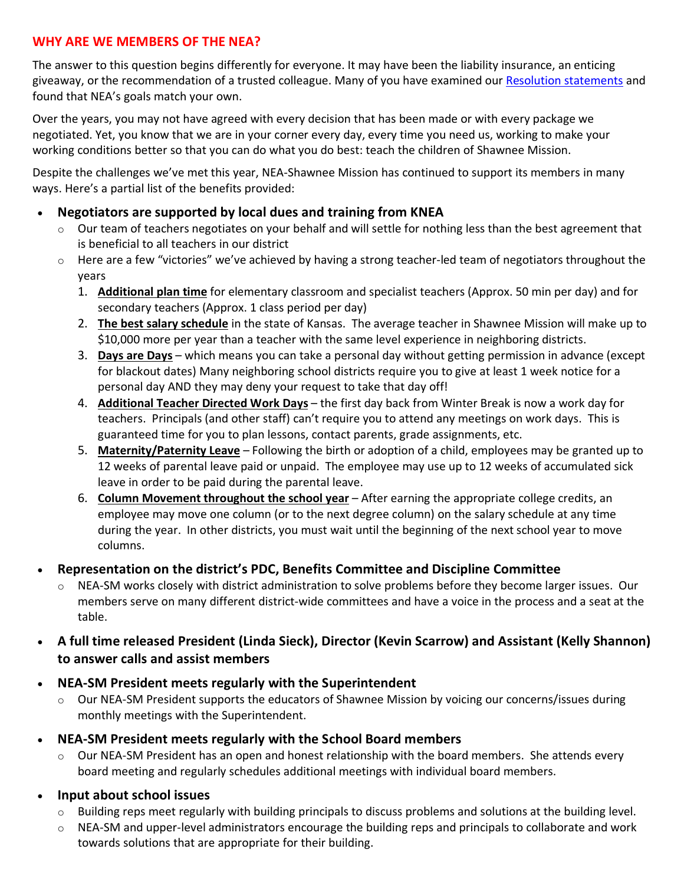## WHY ARE WE MEMBERS OF THE NEA?

The answer to this question begins differently for everyone. It may have been the liability insurance, an enticing giveaway, or the recommendation of a trusted colleague. Many of you have examined our [Resolution statements]() and found that NEA's goals match your own.

Over the years, you may not have agreed with every decision that has been made or with every package we negotiated. Yet, you know that we are in your corner every day, every time you need us, working to make your working conditions better so that you can do what you do best: teach the children of Shawnee Mission.

Despite the challenges we've met this year, NEA-Shawnee Mission has continued to support its members in many ways. Here's a partial list of the benefits provided:

- **Negotiators are supported by local dues and training from KNEA**
  - Our team of teachers negotiates on your behalf and will settle for nothing less than the best agreement that is beneficial to all teachers in our district
  - Here are a few "victories" we've achieved by having a strong teacher-led team of negotiators throughout the years
    1. **Additional plan time** for elementary classroom and specialist teachers (Approx. 50 min per day) and for secondary teachers (Approx. 1 class period per day)
    2. **The best salary schedule** in the state of Kansas. The average teacher in Shawnee Mission will make up to $10,000 more per year than a teacher with the same level experience in neighboring districts.
    3. **Days are Days** – which means you can take a personal day without getting permission in advance (except for blackout dates) Many neighboring school districts require you to give at least 1 week notice for a personal day AND they may deny your request to take that day off!
    4. **Additional Teacher Directed Work Days** – the first day back from Winter Break is now a work day for teachers. Principals (and other staff) can't require you to attend any meetings on work days. This is guaranteed time for you to plan lessons, contact parents, grade assignments, etc.
    5. **Maternity/Paternity Leave** – Following the birth or adoption of a child, employees may be granted up to 12 weeks of parental leave paid or unpaid. The employee may use up to 12 weeks of accumulated sick leave in order to be paid during the parental leave.
    6. **Column Movement throughout the school year** – After earning the appropriate college credits, an employee may move one column (or to the next degree column) on the salary schedule at any time during the year. In other districts, you must wait until the beginning of the next school year to move columns.
- **Representation on the district's PDC, Benefits Committee and Discipline Committee**
  - NEA-SM works closely with district administration to solve problems before they become larger issues. Our members serve on many different district-wide committees and have a voice in the process and a seat at the table.
- **A full time released President (Linda Sieck), Director (Kevin Scarrow) and Assistant (Kelly Shannon) to answer calls and assist members**
- **NEA-SM President meets regularly with the Superintendent**
  - Our NEA-SM President supports the educators of Shawnee Mission by voicing our concerns/issues during monthly meetings with the Superintendent.
- **NEA-SM President meets regularly with the School Board members**
  - Our NEA-SM President has an open and honest relationship with the board members. She attends every board meeting and regularly schedules additional meetings with individual board members.
- **Input about school issues**
  - Building reps meet regularly with building principals to discuss problems and solutions at the building level.
  - NEA-SM and upper-level administrators encourage the building reps and principals to collaborate and work towards solutions that are appropriate for their building.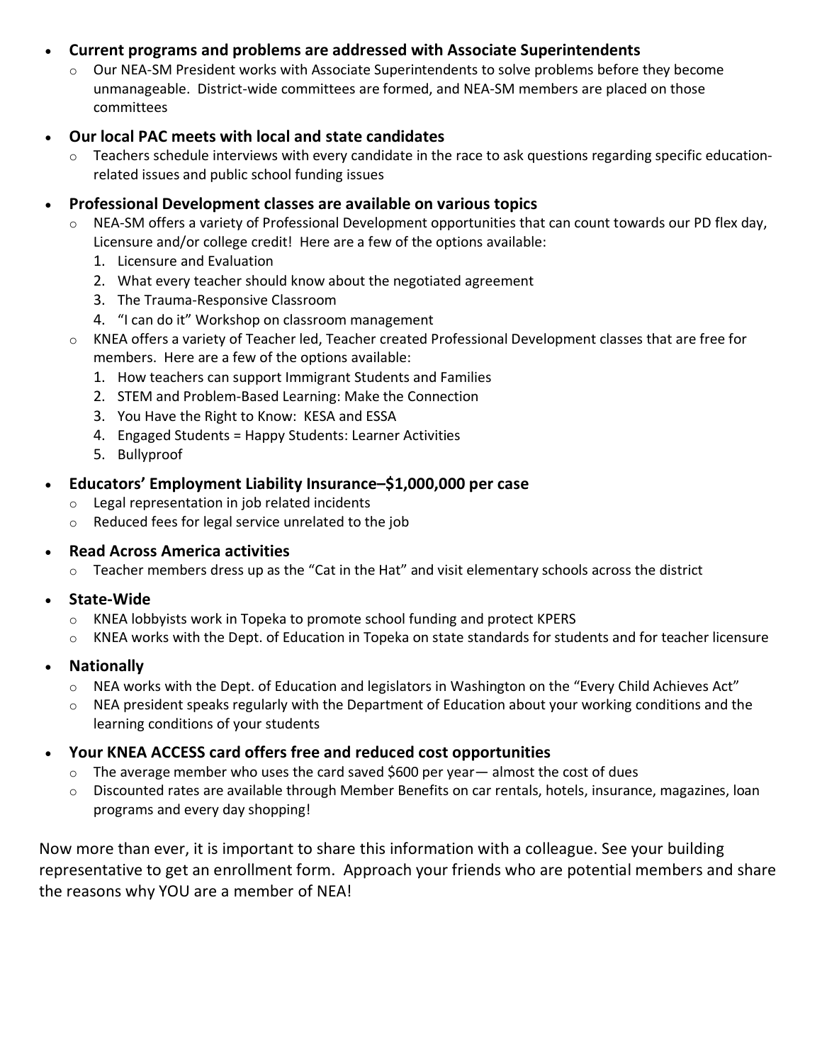- **Current programs and problems are addressed with Associate Superintendents**
  - Our NEA-SM President works with Associate Superintendents to solve problems before they become unmanageable. District-wide committees are formed, and NEA-SM members are placed on those committees
- **Our local PAC meets with local and state candidates**
  - Teachers schedule interviews with every candidate in the race to ask questions regarding specific education-related issues and public school funding issues
- **Professional Development classes are available on various topics**
  - NEA-SM offers a variety of Professional Development opportunities that can count towards our PD flex day, Licensure and/or college credit! Here are a few of the options available:
    1. Licensure and Evaluation
    2. What every teacher should know about the negotiated agreement
    3. The Trauma-Responsive Classroom
    4. "I can do it" Workshop on classroom management
  - KNEA offers a variety of Teacher led, Teacher created Professional Development classes that are free for members. Here are a few of the options available:
    1. How teachers can support Immigrant Students and Families
    2. STEM and Problem-Based Learning: Make the Connection
    3. You Have the Right to Know: KESA and ESSA
    4. Engaged Students = Happy Students: Learner Activities
    5. Bullyproof
- **Educators' Employment Liability Insurance–$1,000,000 per case**
  - Legal representation in job related incidents
  - Reduced fees for legal service unrelated to the job
- **Read Across America activities**
  - Teacher members dress up as the "Cat in the Hat" and visit elementary schools across the district
- **State-Wide**
  - KNEA lobbyists work in Topeka to promote school funding and protect KPERS
  - KNEA works with the Dept. of Education in Topeka on state standards for students and for teacher licensure
- **Nationally**
  - NEA works with the Dept. of Education and legislators in Washington on the "Every Child Achieves Act"
  - NEA president speaks regularly with the Department of Education about your working conditions and the learning conditions of your students
- **Your KNEA ACCESS card offers free and reduced cost opportunities**
  - The average member who uses the card saved $600 per year— almost the cost of dues
  - Discounted rates are available through Member Benefits on car rentals, hotels, insurance, magazines, loan programs and every day shopping!

Now more than ever, it is important to share this information with a colleague. See your building representative to get an enrollment form. Approach your friends who are potential members and share the reasons why YOU are a member of NEA!